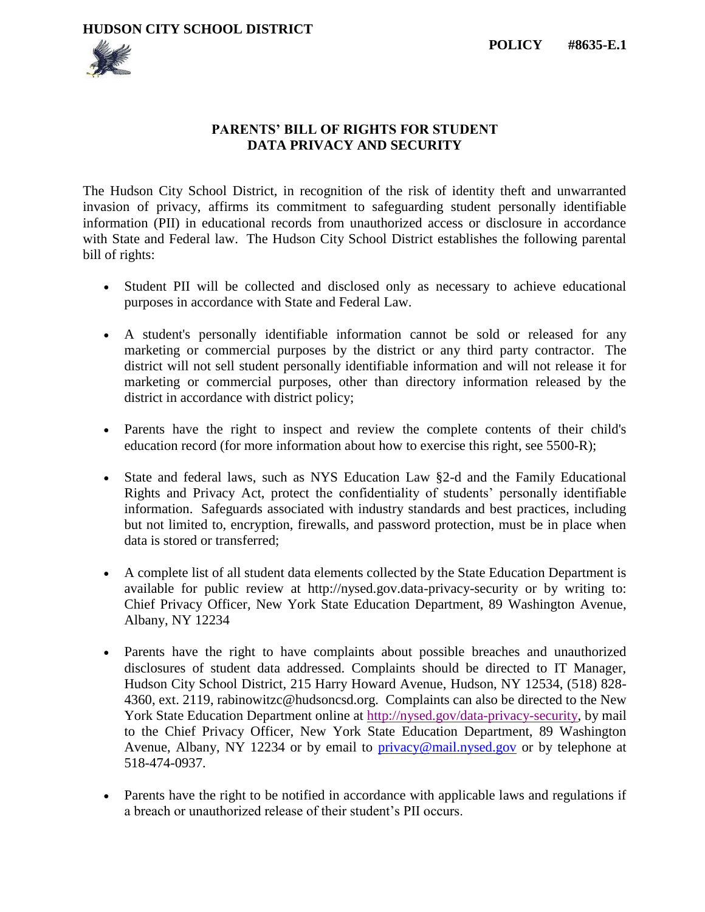HUDSON CITY SCHOOL DISTRICT

**POLICY #8635-E.1**

## PARENTS' BILL OF RIGHTS FOR STUDENT DATA PRIVACY AND SECURITY

The Hudson City School District, in recognition of the risk of identity theft and unwarranted invasion of privacy, affirms its commitment to safeguarding student personally identifiable information (PII) in educational records from unauthorized access or disclosure in accordance with State and Federal law. The Hudson City School District establishes the following parental bill of rights:

- Student PII will be collected and disclosed only as necessary to achieve educational purposes in accordance with State and Federal Law.

- A student's personally identifiable information cannot be sold or released for any marketing or commercial purposes by the district or any third party contractor. The district will not sell student personally identifiable information and will not release it for marketing or commercial purposes, other than directory information released by the district in accordance with district policy;

- Parents have the right to inspect and review the complete contents of their child's education record (for more information about how to exercise this right, see 5500-R);

- State and federal laws, such as NYS Education Law §2-d and the Family Educational Rights and Privacy Act, protect the confidentiality of students' personally identifiable information. Safeguards associated with industry standards and best practices, including but not limited to, encryption, firewalls, and password protection, must be in place when data is stored or transferred;

- A complete list of all student data elements collected by the State Education Department is available for public review at http://nysed.gov.data-privacy-security or by writing to: Chief Privacy Officer, New York State Education Department, 89 Washington Avenue, Albany, NY 12234

- Parents have the right to have complaints about possible breaches and unauthorized disclosures of student data addressed. Complaints should be directed to IT Manager, Hudson City School District, 215 Harry Howard Avenue, Hudson, NY 12534, (518) 828-4360, ext. 2119, rabinowitzc@hudsoncsd.org. Complaints can also be directed to the New York State Education Department online at http://nysed.gov/data-privacy-security, by mail to the Chief Privacy Officer, New York State Education Department, 89 Washington Avenue, Albany, NY 12234 or by email to privacy@mail.nysed.gov or by telephone at 518-474-0937.

- Parents have the right to be notified in accordance with applicable laws and regulations if a breach or unauthorized release of their student's PII occurs.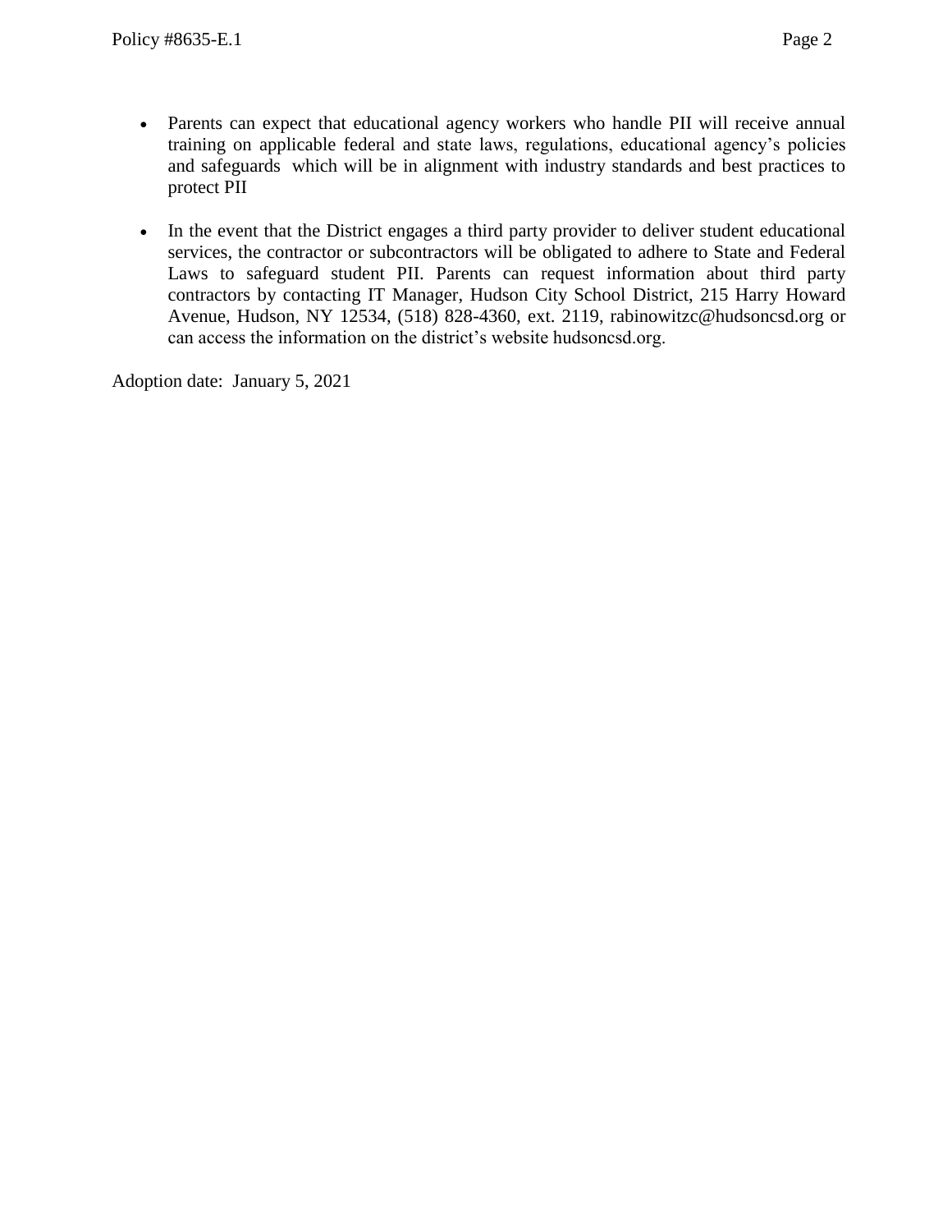- Parents can expect that educational agency workers who handle PII will receive annual training on applicable federal and state laws, regulations, educational agency's policies and safeguards which will be in alignment with industry standards and best practices to protect PII

- In the event that the District engages a third party provider to deliver student educational services, the contractor or subcontractors will be obligated to adhere to State and Federal Laws to safeguard student PII. Parents can request information about third party contractors by contacting IT Manager, Hudson City School District, 215 Harry Howard Avenue, Hudson, NY 12534, (518) 828-4360, ext. 2119, rabinowitzc@hudsoncsd.org or can access the information on the district's website hudsoncsd.org.

Adoption date: January 5, 2021